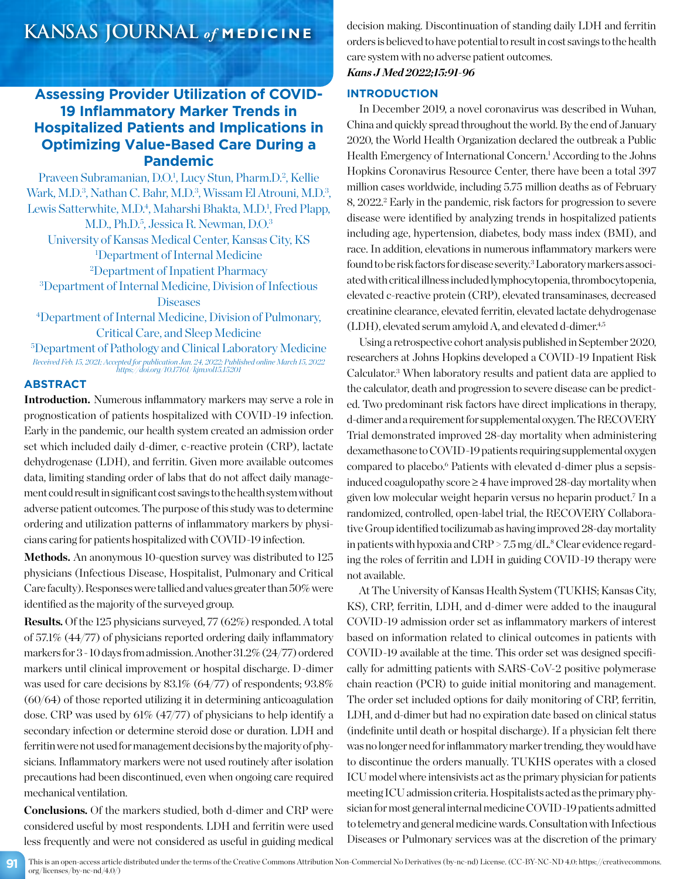# Assessing Provider Utilization of COVID-19 Inflammatory Marker Trends in Hospitalized Patients and Implications in Optimizing Value-Based Care During a Pandemic

Praveen Subramanian, D.O.[1], Lucy Stun, Pharm.D.[2], Kellie Wark, M.D.[3], Nathan C. Bahr, M.D.[3], Wissam El Atrouni, M.D.[3], Lewis Satterwhite, M.D.[4], Maharshi Bhakta, M.D.[1], Fred Plapp, M.D., Ph.D.[5], Jessica R. Newman, D.O.[3]

University of Kansas Medical Center, Kansas City, KS

[1]Department of Internal Medicine

[2]Department of Inpatient Pharmacy

[3]Department of Internal Medicine, Division of Infectious Diseases

[4]Department of Internal Medicine, Division of Pulmonary, Critical Care, and Sleep Medicine

[5]Department of Pathology and Clinical Laboratory Medicine

*Received Feb. 15, 2021; Accepted for publication Jan. 24, 2022; Published online March 15, 2022*
*https://doi.org/10.17161/kjm.vol15.15201*

## ABSTRACT

**Introduction.** Numerous inflammatory markers may serve a role in prognostication of patients hospitalized with COVID-19 infection. Early in the pandemic, our health system created an admission order set which included daily d-dimer, c-reactive protein (CRP), lactate dehydrogenase (LDH), and ferritin. Given more available outcomes data, limiting standing order of labs that do not affect daily management could result in significant cost savings to the health system without adverse patient outcomes. The purpose of this study was to determine ordering and utilization patterns of inflammatory markers by physicians caring for patients hospitalized with COVID-19 infection.

**Methods.** An anonymous 10-question survey was distributed to 125 physicians (Infectious Disease, Hospitalist, Pulmonary and Critical Care faculty). Responses were tallied and values greater than 50% were identified as the majority of the surveyed group.

**Results.** Of the 125 physicians surveyed, 77 (62%) responded. A total of 57.1% (44/77) of physicians reported ordering daily inflammatory markers for 3 - 10 days from admission. Another 31.2% (24/77) ordered markers until clinical improvement or hospital discharge. D-dimer was used for care decisions by 83.1% (64/77) of respondents; 93.8% (60/64) of those reported utilizing it in determining anticoagulation dose. CRP was used by 61% (47/77) of physicians to help identify a secondary infection or determine steroid dose or duration. LDH and ferritin were not used for management decisions by the majority of physicians. Inflammatory markers were not used routinely after isolation precautions had been discontinued, even when ongoing care required mechanical ventilation.

**Conclusions.** Of the markers studied, both d-dimer and CRP were considered useful by most respondents. LDH and ferritin were used less frequently and were not considered as useful in guiding medical decision making. Discontinuation of standing daily LDH and ferritin orders is believed to have potential to result in cost savings to the health care system with no adverse patient outcomes.

***Kans J Med 2022;15:91-96***

## INTRODUCTION

In December 2019, a novel coronavirus was described in Wuhan, China and quickly spread throughout the world. By the end of January 2020, the World Health Organization declared the outbreak a Public Health Emergency of International Concern.[1] According to the Johns Hopkins Coronavirus Resource Center, there have been a total 397 million cases worldwide, including 5.75 million deaths as of February 8, 2022.[2] Early in the pandemic, risk factors for progression to severe disease were identified by analyzing trends in hospitalized patients including age, hypertension, diabetes, body mass index (BMI), and race. In addition, elevations in numerous inflammatory markers were found to be risk factors for disease severity.[3] Laboratory markers associated with critical illness included lymphocytopenia, thrombocytopenia, elevated c-reactive protein (CRP), elevated transaminases, decreased creatinine clearance, elevated ferritin, elevated lactate dehydrogenase (LDH), elevated serum amyloid A, and elevated d-dimer.[4,5]

Using a retrospective cohort analysis published in September 2020, researchers at Johns Hopkins developed a COVID-19 Inpatient Risk Calculator.[3] When laboratory results and patient data are applied to the calculator, death and progression to severe disease can be predicted. Two predominant risk factors have direct implications in therapy, d-dimer and a requirement for supplemental oxygen. The RECOVERY Trial demonstrated improved 28-day mortality when administering dexamethasone to COVID-19 patients requiring supplemental oxygen compared to placebo.[6] Patients with elevated d-dimer plus a sepsis-induced coagulopathy score ≥ 4 have improved 28-day mortality when given low molecular weight heparin versus no heparin product.[7] In a randomized, controlled, open-label trial, the RECOVERY Collaborative Group identified tocilizumab as having improved 28-day mortality in patients with hypoxia and CRP > 7.5 mg/dL.[8] Clear evidence regarding the roles of ferritin and LDH in guiding COVID-19 therapy were not available.

At The University of Kansas Health System (TUKHS; Kansas City, KS), CRP, ferritin, LDH, and d-dimer were added to the inaugural COVID-19 admission order set as inflammatory markers of interest based on information related to clinical outcomes in patients with COVID-19 available at the time. This order set was designed specifically for admitting patients with SARS-CoV-2 positive polymerase chain reaction (PCR) to guide initial monitoring and management. The order set included options for daily monitoring of CRP, ferritin, LDH, and d-dimer but had no expiration date based on clinical status (indefinite until death or hospital discharge). If a physician felt there was no longer need for inflammatory marker trending, they would have to discontinue the orders manually. TUKHS operates with a closed ICU model where intensivists act as the primary physician for patients meeting ICU admission criteria. Hospitalists acted as the primary physician for most general internal medicine COVID-19 patients admitted to telemetry and general medicine wards. Consultation with Infectious Diseases or Pulmonary services was at the discretion of the primary

This is an open-access article distributed under the terms of the Creative Commons Attribution Non-Commercial No Derivatives (by-nc-nd) License. (CC-BY-NC-ND 4.0: https://creativecommons.org/licenses/by-nc-nd/4.0/)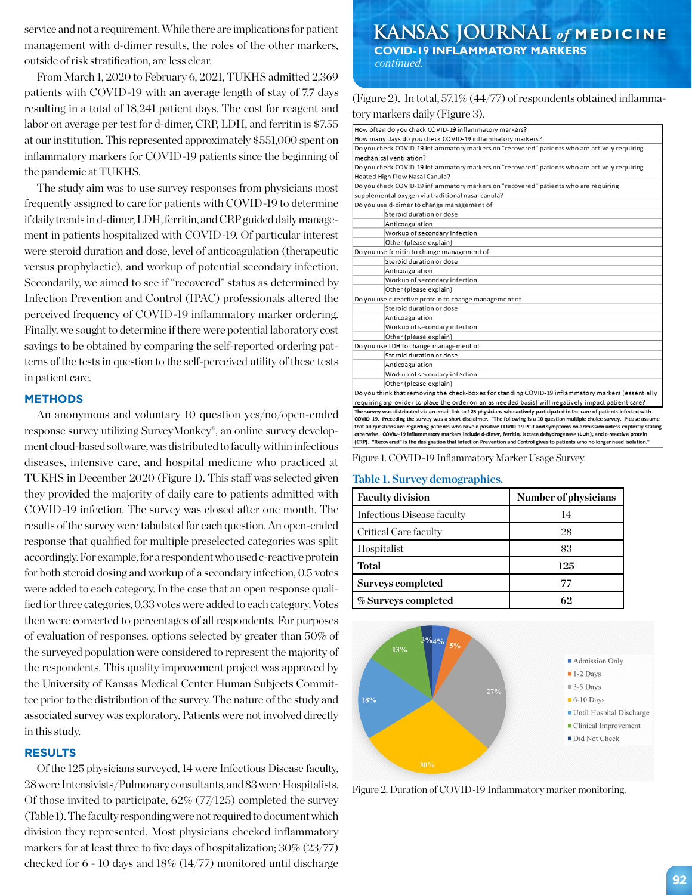service and not a requirement. While there are implications for patient management with d-dimer results, the roles of the other markers, outside of risk stratification, are less clear.

From March 1, 2020 to February 6, 2021, TUKHS admitted 2,369 patients with COVID-19 with an average length of stay of 7.7 days resulting in a total of 18,241 patient days. The cost for reagent and labor on average per test for d-dimer, CRP, LDH, and ferritin is $7.55 at our institution. This represented approximately $551,000 spent on inflammatory markers for COVID-19 patients since the beginning of the pandemic at TUKHS.

The study aim was to use survey responses from physicians most frequently assigned to care for patients with COVID-19 to determine if daily trends in d-dimer, LDH, ferritin, and CRP guided daily management in patients hospitalized with COVID-19. Of particular interest were steroid duration and dose, level of anticoagulation (therapeutic versus prophylactic), and workup of potential secondary infection. Secondarily, we aimed to see if "recovered" status as determined by Infection Prevention and Control (IPAC) professionals altered the perceived frequency of COVID-19 inflammatory marker ordering. Finally, we sought to determine if there were potential laboratory cost savings to be obtained by comparing the self-reported ordering patterns of the tests in question to the self-perceived utility of these tests in patient care.

## METHODS

An anonymous and voluntary 10 question yes/no/open-ended response survey utilizing SurveyMonkey®, an online survey development cloud-based software, was distributed to faculty within infectious diseases, intensive care, and hospital medicine who practiced at TUKHS in December 2020 (Figure 1). This staff was selected given they provided the majority of daily care to patients admitted with COVID-19 infection. The survey was closed after one month. The results of the survey were tabulated for each question. An open-ended response that qualified for multiple preselected categories was split accordingly. For example, for a respondent who used c-reactive protein for both steroid dosing and workup of a secondary infection, 0.5 votes were added to each category. In the case that an open response qualified for three categories, 0.33 votes were added to each category. Votes then were converted to percentages of all respondents. For purposes of evaluation of responses, options selected by greater than 50% of the surveyed population were considered to represent the majority of the respondents. This quality improvement project was approved by the University of Kansas Medical Center Human Subjects Committee prior to the distribution of the survey. The nature of the study and associated survey was exploratory. Patients were not involved directly in this study.

## RESULTS

Of the 125 physicians surveyed, 14 were Infectious Disease faculty, 28 were Intensivists/Pulmonary consultants, and 83 were Hospitalists. Of those invited to participate, 62% (77/125) completed the survey (Table 1). The faculty responding were not required to document which division they represented. Most physicians checked inflammatory markers for at least three to five days of hospitalization; 30% (23/77) checked for 6 - 10 days and 18% (14/77) monitored until discharge (Figure 2). In total, 57.1% (44/77) of respondents obtained inflammatory markers daily (Figure 3).

| Survey questions |
|---|
| How often do you check COVID-19 inflammatory markers? |
| How many days do you check COVID-19 inflammatory markers? |
| Do you check COVID-19 Inflammatory markers on "recovered" patients who are actively requiring mechanical ventilation? |
| Do you check COVID-19 Inflammatory markers on "recovered" patients who are actively requiring Heated High Flow Nasal Canula? |
| Do you check COVID-19 Inflammatory markers on "recovered" patients who are requiring supplemental oxygen via traditional nasal canula? |
| Do you use d-dimer to change management of |
| Steroid duration or dose |
| Anticoagulation |
| Workup of secondary infection |
| Other (please explain) |
| Do you use ferritin to change management of |
| Steroid duration or dose |
| Anticoagulation |
| Workup of secondary infection |
| Other (please explain) |
| Do you use c-reactive protein to change management of |
| Steroid duration or dose |
| Anticoagulation |
| Workup of secondary infection |
| Other (please explain) |
| Do you use LDH to change management of |
| Steroid duration or dose |
| Anticoagulation |
| Workup of secondary infection |
| Other (please explain) |
| Do you think that removing the check-boxes for standing COVID-19 inflammatory markers (essentially requiring a provider to place the order on an as needed basis) will negatively impact patient care? |
| **The survey was distributed via an email link to 125 physicians who actively participated in the care of patients infected with COVID-19. Preceding the survey was a short disclaimer. "The following is a 10 question multiple choice survey. Please assume that all questions are regarding patients who have a positive COVID-19 PCR and symptoms on admission unless explicitly stating otherwise. COVID-19 inflammatory markers include d-dimer, ferritin, lactate dehydrogenase (LDH), and c-reactive protein (CRP). "Recovered" is the designation that Infection Prevention and Control gives to patients who no longer need isolation."** |

Figure 1. COVID-19 Inflammatory Marker Usage Survey.

**Table 1. Survey demographics.**

| Faculty division | Number of physicians |
|---|---|
| Infectious Disease faculty | 14 |
| Critical Care faculty | 28 |
| Hospitalist | 83 |
| **Total** | **125** |
| **Surveys completed** | **77** |
| **% Surveys completed** | **62** |

| Duration | % |
|---|---|
| Admission Only | 4% |
| 1-2 Days | 5% |
| 3-5 Days | 27% |
| 6-10 Days | 30% |
| Until Hospital Discharge | 18% |
| Clinical Improvement | 13% |
| Did Not Check | 3% |

Figure 2. Duration of COVID-19 Inflammatory marker monitoring.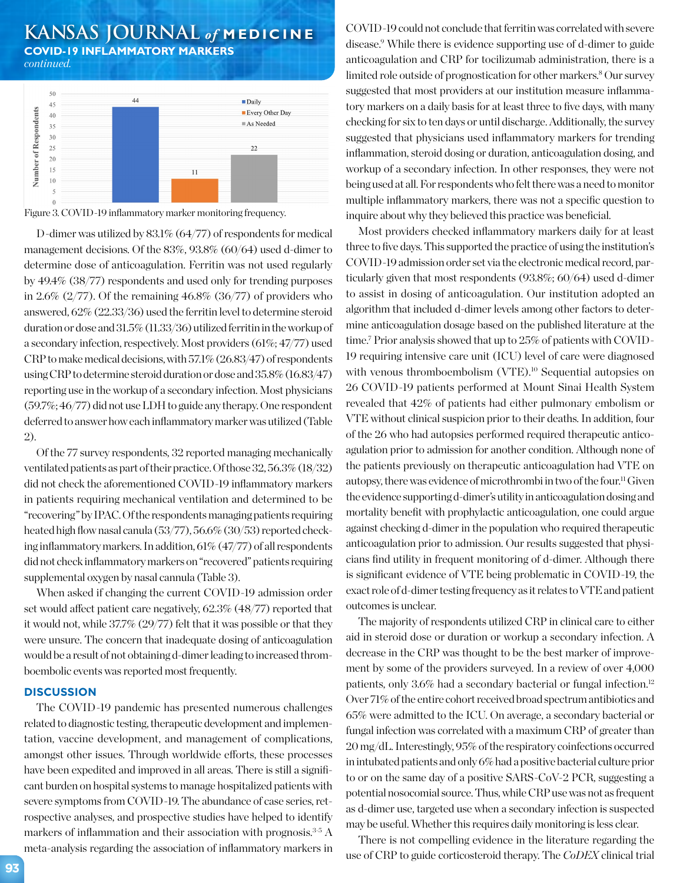Figure 3. COVID-19 inflammatory marker monitoring frequency.

D-dimer was utilized by 83.1% (64/77) of respondents for medical management decisions. Of the 83%, 93.8% (60/64) used d-dimer to determine dose of anticoagulation. Ferritin was not used regularly by 49.4% (38/77) respondents and used only for trending purposes in 2.6% (2/77). Of the remaining 46.8% (36/77) of providers who answered, 62% (22.33/36) used the ferritin level to determine steroid duration or dose and 31.5% (11.33/36) utilized ferritin in the workup of a secondary infection, respectively. Most providers (61%; 47/77) used CRP to make medical decisions, with 57.1% (26.83/47) of respondents using CRP to determine steroid duration or dose and 35.8% (16.83/47) reporting use in the workup of a secondary infection. Most physicians (59.7%; 46/77) did not use LDH to guide any therapy. One respondent deferred to answer how each inflammatory marker was utilized (Table 2).

Of the 77 survey respondents, 32 reported managing mechanically ventilated patients as part of their practice. Of those 32, 56.3% (18/32) did not check the aforementioned COVID-19 inflammatory markers in patients requiring mechanical ventilation and determined to be "recovering" by IPAC. Of the respondents managing patients requiring heated high flow nasal canula (53/77), 56.6% (30/53) reported checking inflammatory markers. In addition, 61% (47/77) of all respondents did not check inflammatory markers on "recovered" patients requiring supplemental oxygen by nasal cannula (Table 3).

When asked if changing the current COVID-19 admission order set would affect patient care negatively, 62.3% (48/77) reported that it would not, while 37.7% (29/77) felt that it was possible or that they were unsure. The concern that inadequate dosing of anticoagulation would be a result of not obtaining d-dimer leading to increased thromboembolic events was reported most frequently.

## DISCUSSION

The COVID-19 pandemic has presented numerous challenges related to diagnostic testing, therapeutic development and implementation, vaccine development, and management of complications, amongst other issues. Through worldwide efforts, these processes have been expedited and improved in all areas. There is still a significant burden on hospital systems to manage hospitalized patients with severe symptoms from COVID-19. The abundance of case series, retrospective analyses, and prospective studies have helped to identify markers of inflammation and their association with prognosis.[3-5] A meta-analysis regarding the association of inflammatory markers in COVID-19 could not conclude that ferritin was correlated with severe disease.[9] While there is evidence supporting use of d-dimer to guide anticoagulation and CRP for tocilizumab administration, there is a limited role outside of prognostication for other markers.[8] Our survey suggested that most providers at our institution measure inflammatory markers on a daily basis for at least three to five days, with many checking for six to ten days or until discharge. Additionally, the survey suggested that physicians used inflammatory markers for trending inflammation, steroid dosing or duration, anticoagulation dosing, and workup of a secondary infection. In other responses, they were not being used at all. For respondents who felt there was a need to monitor multiple inflammatory markers, there was not a specific question to inquire about why they believed this practice was beneficial.

Most providers checked inflammatory markers daily for at least three to five days. This supported the practice of using the institution's COVID-19 admission order set via the electronic medical record, particularly given that most respondents (93.8%; 60/64) used d-dimer to assist in dosing of anticoagulation. Our institution adopted an algorithm that included d-dimer levels among other factors to determine anticoagulation dosage based on the published literature at the time.[7] Prior analysis showed that up to 25% of patients with COVID-19 requiring intensive care unit (ICU) level of care were diagnosed with venous thromboembolism (VTE).[10] Sequential autopsies on 26 COVID-19 patients performed at Mount Sinai Health System revealed that 42% of patients had either pulmonary embolism or VTE without clinical suspicion prior to their deaths. In addition, four of the 26 who had autopsies performed required therapeutic anticoagulation prior to admission for another condition. Although none of the patients previously on therapeutic anticoagulation had VTE on autopsy, there was evidence of microthrombi in two of the four.[11] Given the evidence supporting d-dimer's utility in anticoagulation dosing and mortality benefit with prophylactic anticoagulation, one could argue against checking d-dimer in the population who required therapeutic anticoagulation prior to admission. Our results suggested that physicians find utility in frequent monitoring of d-dimer. Although there is significant evidence of VTE being problematic in COVID-19, the exact role of d-dimer testing frequency as it relates to VTE and patient outcomes is unclear.

The majority of respondents utilized CRP in clinical care to either aid in steroid dose or duration or workup a secondary infection. A decrease in the CRP was thought to be the best marker of improvement by some of the providers surveyed. In a review of over 4,000 patients, only 3.6% had a secondary bacterial or fungal infection.[12] Over 71% of the entire cohort received broad spectrum antibiotics and 65% were admitted to the ICU. On average, a secondary bacterial or fungal infection was correlated with a maximum CRP of greater than 20 mg/dL. Interestingly, 95% of the respiratory coinfections occurred in intubated patients and only 6% had a positive bacterial culture prior to or on the same day of a positive SARS-CoV-2 PCR, suggesting a potential nosocomial source. Thus, while CRP use was not as frequent as d-dimer use, targeted use when a secondary infection is suspected may be useful. Whether this requires daily monitoring is less clear.

There is not compelling evidence in the literature regarding the use of CRP to guide corticosteroid therapy. The *CoDEX* clinical trial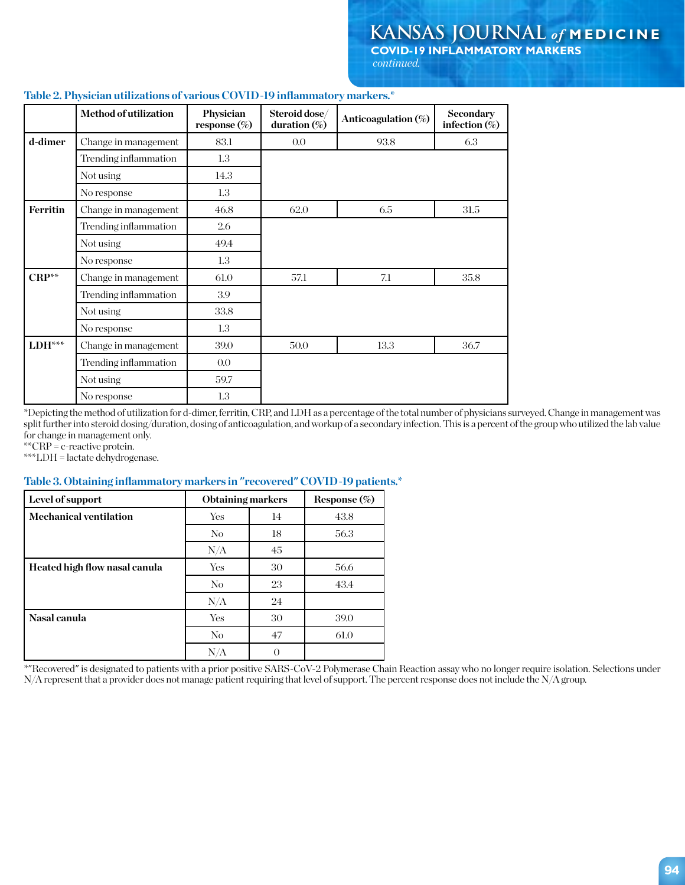**Table 2. Physician utilizations of various COVID-19 inflammatory markers.***

| | Method of utilization | Physician response (%) | Steroid dose/ duration (%) | Anticoagulation (%) | Secondary infection (%) |
|---|---|---|---|---|---|
| **d-dimer** | Change in management | 83.1 | 0.0 | 93.8 | 6.3 |
| | Trending inflammation | 1.3 | | | |
| | Not using | 14.3 | | | |
| | No response | 1.3 | | | |
| **Ferritin** | Change in management | 46.8 | 62.0 | 6.5 | 31.5 |
| | Trending inflammation | 2.6 | | | |
| | Not using | 49.4 | | | |
| | No response | 1.3 | | | |
| **CRP**** | Change in management | 61.0 | 57.1 | 7.1 | 35.8 |
| | Trending inflammation | 3.9 | | | |
| | Not using | 33.8 | | | |
| | No response | 1.3 | | | |
| **LDH***** | Change in management | 39.0 | 50.0 | 13.3 | 36.7 |
| | Trending inflammation | 0.0 | | | |
| | Not using | 59.7 | | | |
| | No response | 1.3 | | | |

*Depicting the method of utilization for d-dimer, ferritin, CRP, and LDH as a percentage of the total number of physicians surveyed. Change in management was split further into steroid dosing/duration, dosing of anticoagulation, and workup of a secondary infection. This is a percent of the group who utilized the lab value for change in management only.
**CRP = c-reactive protein.
***LDH = lactate dehydrogenase.

**Table 3. Obtaining inflammatory markers in "recovered" COVID-19 patients.***

| Level of support | Obtaining markers | | Response (%) |
|---|---|---|---|
| **Mechanical ventilation** | Yes | 14 | 43.8 |
| | No | 18 | 56.3 |
| | N/A | 45 | |
| **Heated high flow nasal canula** | Yes | 30 | 56.6 |
| | No | 23 | 43.4 |
| | N/A | 24 | |
| **Nasal canula** | Yes | 30 | 39.0 |
| | No | 47 | 61.0 |
| | N/A | 0 | |

*"Recovered" is designated to patients with a prior positive SARS-CoV-2 Polymerase Chain Reaction assay who no longer require isolation. Selections under N/A represent that a provider does not manage patient requiring that level of support. The percent response does not include the N/A group.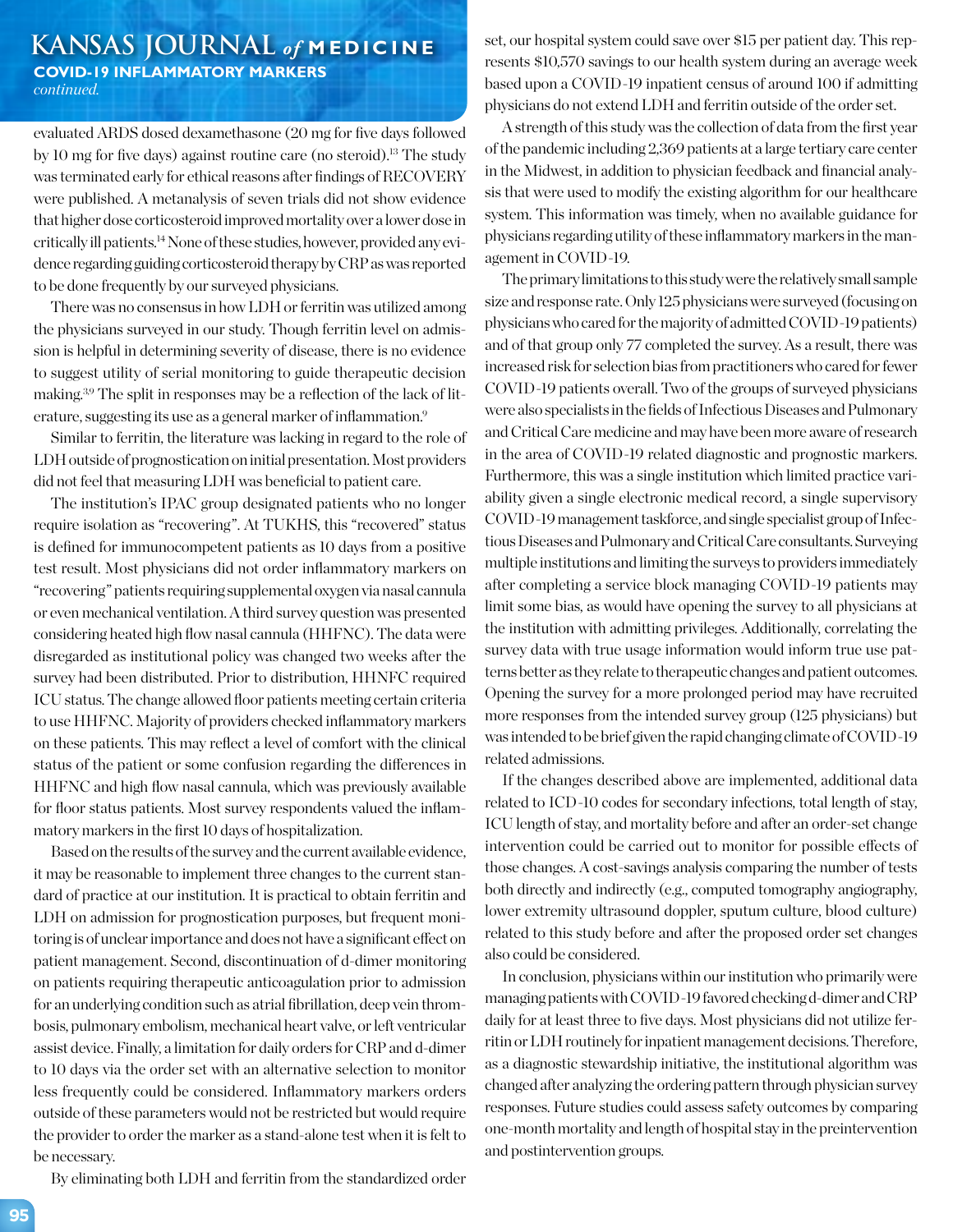evaluated ARDS dosed dexamethasone (20 mg for five days followed by 10 mg for five days) against routine care (no steroid).[13] The study was terminated early for ethical reasons after findings of RECOVERY were published. A metanalysis of seven trials did not show evidence that higher dose corticosteroid improved mortality over a lower dose in critically ill patients.[14] None of these studies, however, provided any evidence regarding guiding corticosteroid therapy by CRP as was reported to be done frequently by our surveyed physicians.

There was no consensus in how LDH or ferritin was utilized among the physicians surveyed in our study. Though ferritin level on admission is helpful in determining severity of disease, there is no evidence to suggest utility of serial monitoring to guide therapeutic decision making.[3,9] The split in responses may be a reflection of the lack of literature, suggesting its use as a general marker of inflammation.[9]

Similar to ferritin, the literature was lacking in regard to the role of LDH outside of prognostication on initial presentation. Most providers did not feel that measuring LDH was beneficial to patient care.

The institution's IPAC group designated patients who no longer require isolation as "recovering". At TUKHS, this "recovered" status is defined for immunocompetent patients as 10 days from a positive test result. Most physicians did not order inflammatory markers on "recovering" patients requiring supplemental oxygen via nasal cannula or even mechanical ventilation. A third survey question was presented considering heated high flow nasal cannula (HHFNC). The data were disregarded as institutional policy was changed two weeks after the survey had been distributed. Prior to distribution, HHNFC required ICU status. The change allowed floor patients meeting certain criteria to use HHFNC. Majority of providers checked inflammatory markers on these patients. This may reflect a level of comfort with the clinical status of the patient or some confusion regarding the differences in HHFNC and high flow nasal cannula, which was previously available for floor status patients. Most survey respondents valued the inflammatory markers in the first 10 days of hospitalization.

Based on the results of the survey and the current available evidence, it may be reasonable to implement three changes to the current standard of practice at our institution. It is practical to obtain ferritin and LDH on admission for prognostication purposes, but frequent monitoring is of unclear importance and does not have a significant effect on patient management. Second, discontinuation of d-dimer monitoring on patients requiring therapeutic anticoagulation prior to admission for an underlying condition such as atrial fibrillation, deep vein thrombosis, pulmonary embolism, mechanical heart valve, or left ventricular assist device. Finally, a limitation for daily orders for CRP and d-dimer to 10 days via the order set with an alternative selection to monitor less frequently could be considered. Inflammatory markers orders outside of these parameters would not be restricted but would require the provider to order the marker as a stand-alone test when it is felt to be necessary.

By eliminating both LDH and ferritin from the standardized order set, our hospital system could save over $15 per patient day. This represents $10,570 savings to our health system during an average week based upon a COVID-19 inpatient census of around 100 if admitting physicians do not extend LDH and ferritin outside of the order set.

A strength of this study was the collection of data from the first year of the pandemic including 2,369 patients at a large tertiary care center in the Midwest, in addition to physician feedback and financial analysis that were used to modify the existing algorithm for our healthcare system. This information was timely, when no available guidance for physicians regarding utility of these inflammatory markers in the management in COVID-19.

The primary limitations to this study were the relatively small sample size and response rate. Only 125 physicians were surveyed (focusing on physicians who cared for the majority of admitted COVID-19 patients) and of that group only 77 completed the survey. As a result, there was increased risk for selection bias from practitioners who cared for fewer COVID-19 patients overall. Two of the groups of surveyed physicians were also specialists in the fields of Infectious Diseases and Pulmonary and Critical Care medicine and may have been more aware of research in the area of COVID-19 related diagnostic and prognostic markers. Furthermore, this was a single institution which limited practice variability given a single electronic medical record, a single supervisory COVID-19 management taskforce, and single specialist group of Infectious Diseases and Pulmonary and Critical Care consultants. Surveying multiple institutions and limiting the surveys to providers immediately after completing a service block managing COVID-19 patients may limit some bias, as would have opening the survey to all physicians at the institution with admitting privileges. Additionally, correlating the survey data with true usage information would inform true use patterns better as they relate to therapeutic changes and patient outcomes. Opening the survey for a more prolonged period may have recruited more responses from the intended survey group (125 physicians) but was intended to be brief given the rapid changing climate of COVID-19 related admissions.

If the changes described above are implemented, additional data related to ICD-10 codes for secondary infections, total length of stay, ICU length of stay, and mortality before and after an order-set change intervention could be carried out to monitor for possible effects of those changes. A cost-savings analysis comparing the number of tests both directly and indirectly (e.g., computed tomography angiography, lower extremity ultrasound doppler, sputum culture, blood culture) related to this study before and after the proposed order set changes also could be considered.

In conclusion, physicians within our institution who primarily were managing patients with COVID-19 favored checking d-dimer and CRP daily for at least three to five days. Most physicians did not utilize ferritin or LDH routinely for inpatient management decisions. Therefore, as a diagnostic stewardship initiative, the institutional algorithm was changed after analyzing the ordering pattern through physician survey responses. Future studies could assess safety outcomes by comparing one-month mortality and length of hospital stay in the preintervention and postintervention groups.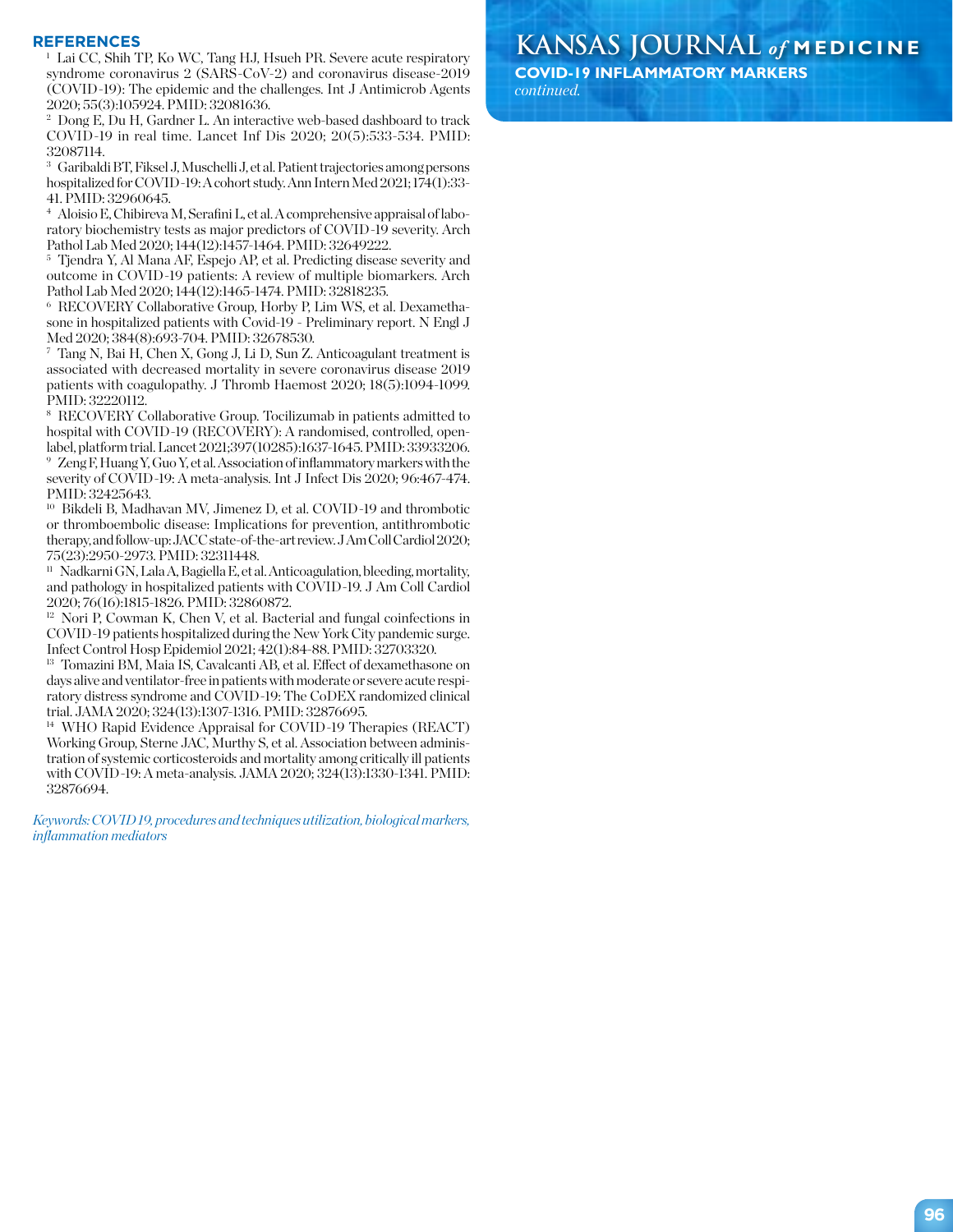## REFERENCES

[1] Lai CC, Shih TP, Ko WC, Tang HJ, Hsueh PR. Severe acute respiratory syndrome coronavirus 2 (SARS-CoV-2) and coronavirus disease-2019 (COVID-19): The epidemic and the challenges. Int J Antimicrob Agents 2020; 55(3):105924. PMID: 32081636.

[2] Dong E, Du H, Gardner L. An interactive web-based dashboard to track COVID-19 in real time. Lancet Inf Dis 2020; 20(5):533-534. PMID: 32087114.

[3] Garibaldi BT, Fiksel J, Muschelli J, et al. Patient trajectories among persons hospitalized for COVID-19: A cohort study. Ann Intern Med 2021; 174(1):33-41. PMID: 32960645.

[4] Aloisio E, Chibireva M, Serafini L, et al. A comprehensive appraisal of laboratory biochemistry tests as major predictors of COVID-19 severity. Arch Pathol Lab Med 2020; 144(12):1457-1464. PMID: 32649222.

[5] Tjendra Y, Al Mana AF, Espejo AP, et al. Predicting disease severity and outcome in COVID-19 patients: A review of multiple biomarkers. Arch Pathol Lab Med 2020; 144(12):1465-1474. PMID: 32818235.

[6] RECOVERY Collaborative Group, Horby P, Lim WS, et al. Dexamethasone in hospitalized patients with Covid-19 - Preliminary report. N Engl J Med 2020; 384(8):693-704. PMID: 32678530.

[7] Tang N, Bai H, Chen X, Gong J, Li D, Sun Z. Anticoagulant treatment is associated with decreased mortality in severe coronavirus disease 2019 patients with coagulopathy. J Thromb Haemost 2020; 18(5):1094-1099. PMID: 32220112.

[8] RECOVERY Collaborative Group. Tocilizumab in patients admitted to hospital with COVID-19 (RECOVERY): A randomised, controlled, open-label, platform trial. Lancet 2021;397(10285):1637-1645. PMID: 33933206.

[9] Zeng F, Huang Y, Guo Y, et al. Association of inflammatory markers with the severity of COVID-19: A meta-analysis. Int J Infect Dis 2020; 96:467-474. PMID: 32425643.

[10] Bikdeli B, Madhavan MV, Jimenez D, et al. COVID-19 and thrombotic or thromboembolic disease: Implications for prevention, antithrombotic therapy, and follow-up: JACC state-of-the-art review. J Am Coll Cardiol 2020; 75(23):2950-2973. PMID: 32311448.

[11] Nadkarni GN, Lala A, Bagiella E, et al. Anticoagulation, bleeding, mortality, and pathology in hospitalized patients with COVID-19. J Am Coll Cardiol 2020; 76(16):1815-1826. PMID: 32860872.

[12] Nori P, Cowman K, Chen V, et al. Bacterial and fungal coinfections in COVID-19 patients hospitalized during the New York City pandemic surge. Infect Control Hosp Epidemiol 2021; 42(1):84-88. PMID: 32703320.

[13] Tomazini BM, Maia IS, Cavalcanti AB, et al. Effect of dexamethasone on days alive and ventilator-free in patients with moderate or severe acute respiratory distress syndrome and COVID-19: The CoDEX randomized clinical trial. JAMA 2020; 324(13):1307-1316. PMID: 32876695.

[14] WHO Rapid Evidence Appraisal for COVID-19 Therapies (REACT) Working Group, Sterne JAC, Murthy S, et al. Association between administration of systemic corticosteroids and mortality among critically ill patients with COVID-19: A meta-analysis. JAMA 2020; 324(13):1330-1341. PMID: 32876694.

*Keywords: COVID19, procedures and techniques utilization, biological markers, inflammation mediators*